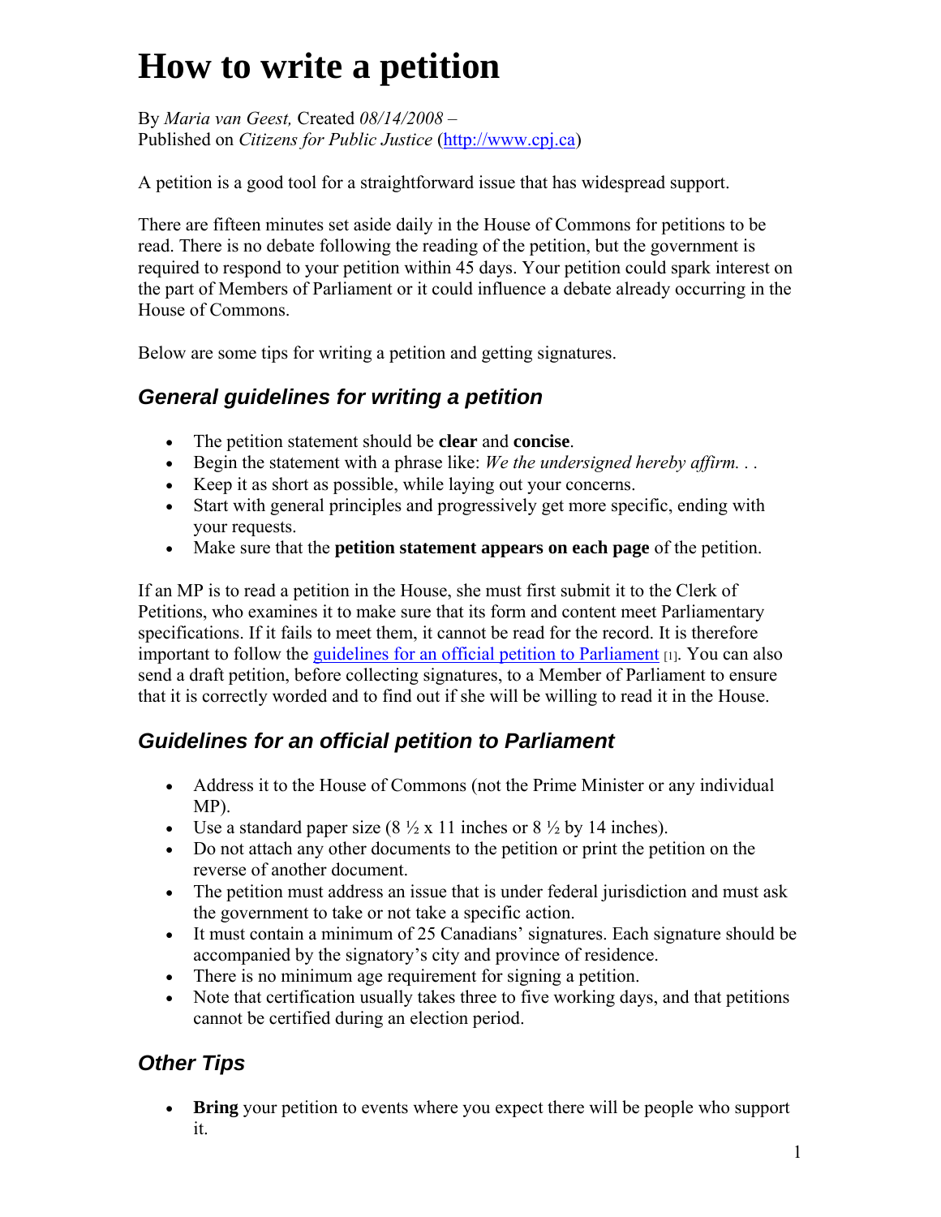# How to write a petition

By *Maria van Geest,* Created *08/14/2008* –
Published on *Citizens for Public Justice* (http://www.cpj.ca)

A petition is a good tool for a straightforward issue that has widespread support.

There are fifteen minutes set aside daily in the House of Commons for petitions to be read. There is no debate following the reading of the petition, but the government is required to respond to your petition within 45 days. Your petition could spark interest on the part of Members of Parliament or it could influence a debate already occurring in the House of Commons.

Below are some tips for writing a petition and getting signatures.

## *General guidelines for writing a petition*

- The petition statement should be **clear** and **concise**.
- Begin the statement with a phrase like: *We the undersigned hereby affirm. . .*
- Keep it as short as possible, while laying out your concerns.
- Start with general principles and progressively get more specific, ending with your requests.
- Make sure that the **petition statement appears on each page** of the petition.

If an MP is to read a petition in the House, she must first submit it to the Clerk of Petitions, who examines it to make sure that its form and content meet Parliamentary specifications. If it fails to meet them, it cannot be read for the record. It is therefore important to follow the guidelines for an official petition to Parliament [1]. You can also send a draft petition, before collecting signatures, to a Member of Parliament to ensure that it is correctly worded and to find out if she will be willing to read it in the House.

## *Guidelines for an official petition to Parliament*

- Address it to the House of Commons (not the Prime Minister or any individual MP).
- Use a standard paper size (8 ½ x 11 inches or 8 ½ by 14 inches).
- Do not attach any other documents to the petition or print the petition on the reverse of another document.
- The petition must address an issue that is under federal jurisdiction and must ask the government to take or not take a specific action.
- It must contain a minimum of 25 Canadians' signatures. Each signature should be accompanied by the signatory's city and province of residence.
- There is no minimum age requirement for signing a petition.
- Note that certification usually takes three to five working days, and that petitions cannot be certified during an election period.

## *Other Tips*

- **Bring** your petition to events where you expect there will be people who support it.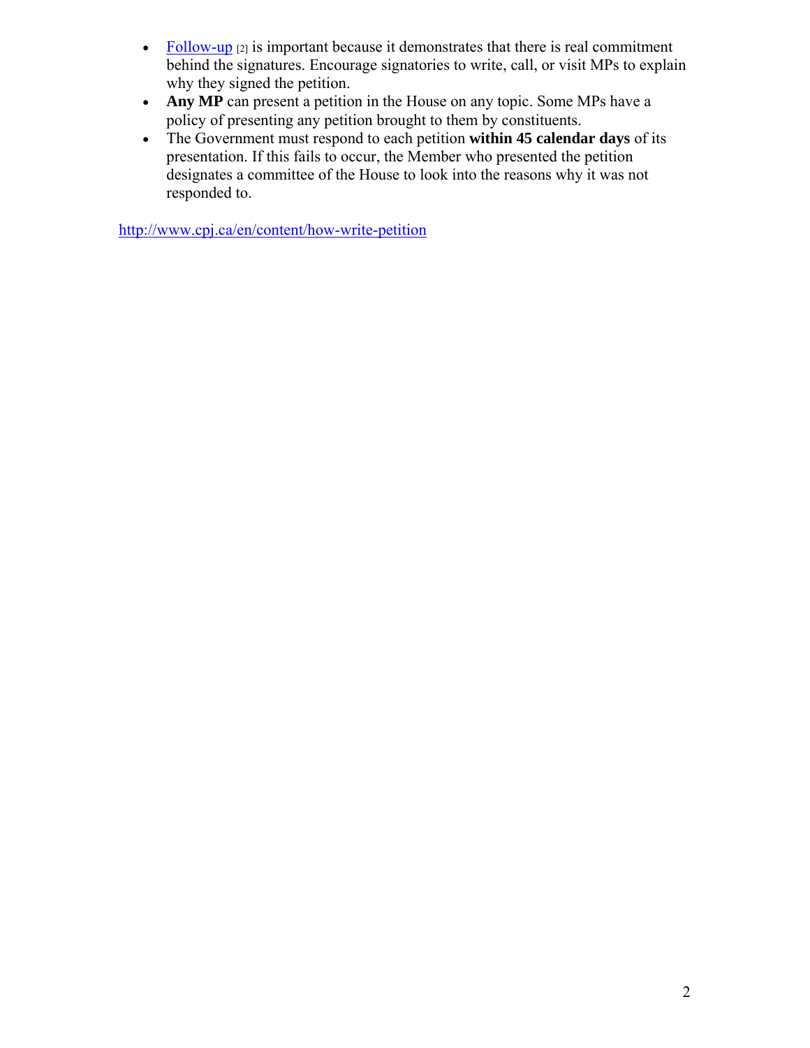- Follow-up [2] is important because it demonstrates that there is real commitment behind the signatures. Encourage signatories to write, call, or visit MPs to explain why they signed the petition.
- **Any MP** can present a petition in the House on any topic. Some MPs have a policy of presenting any petition brought to them by constituents.
- The Government must respond to each petition **within 45 calendar days** of its presentation. If this fails to occur, the Member who presented the petition designates a committee of the House to look into the reasons why it was not responded to.

http://www.cpj.ca/en/content/how-write-petition